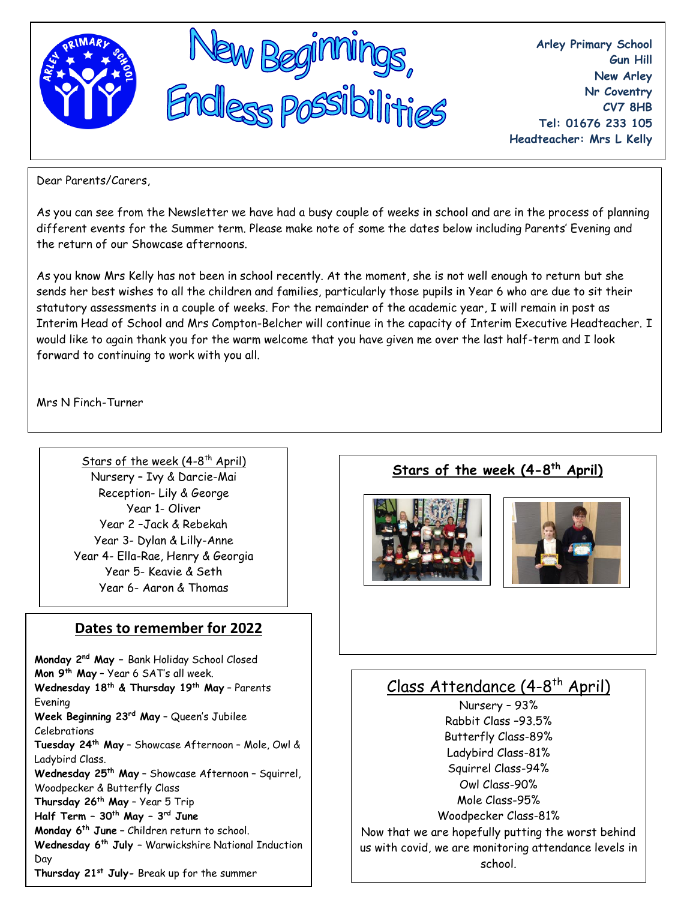# New Beginnings, Endless Possibilities

**Arley Primary School**
**Gun Hill**
**New Arley**
**Nr Coventry**
**CV7 8HB**
**Tel: 01676 233 105**
**Headteacher: Mrs L Kelly**

Dear Parents/Carers,

As you can see from the Newsletter we have had a busy couple of weeks in school and are in the process of planning different events for the Summer term. Please make note of some the dates below including Parents' Evening and the return of our Showcase afternoons.

As you know Mrs Kelly has not been in school recently. At the moment, she is not well enough to return but she sends her best wishes to all the children and families, particularly those pupils in Year 6 who are due to sit their statutory assessments in a couple of weeks. For the remainder of the academic year, I will remain in post as Interim Head of School and Mrs Compton-Belcher will continue in the capacity of Interim Executive Headteacher. I would like to again thank you for the warm welcome that you have given me over the last half-term and I look forward to continuing to work with you all.

Mrs N Finch-Turner

## Stars of the week (4-8th April)

Nursery – Ivy & Darcie-Mai
Reception- Lily & George
Year 1- Oliver
Year 2 –Jack & Rebekah
Year 3- Dylan & Lilly-Anne
Year 4- Ella-Rae, Henry & Georgia
Year 5- Keavie & Seth
Year 6- Aaron & Thomas

## Dates to remember for 2022

**Monday 2nd May** – Bank Holiday School Closed
**Mon 9th May** – Year 6 SAT's all week.
**Wednesday 18th & Thursday 19th May** – Parents Evening
**Week Beginning 23rd May** – Queen's Jubilee Celebrations
**Tuesday 24th May** – Showcase Afternoon – Mole, Owl & Ladybird Class.
**Wednesday 25th May** – Showcase Afternoon – Squirrel, Woodpecker & Butterfly Class
**Thursday 26th May** – Year 5 Trip
**Half Term – 30th May – 3rd June**
**Monday 6th June** – Children return to school.
**Wednesday 6th July** – Warwickshire National Induction Day
**Thursday 21st July-** Break up for the summer

## Stars of the week (4-8th April)

## Class Attendance (4-8th April)

Nursery – 93%
Rabbit Class –93.5%
Butterfly Class-89%
Ladybird Class-81%
Squirrel Class-94%
Owl Class-90%
Mole Class-95%
Woodpecker Class-81%

Now that we are hopefully putting the worst behind us with covid, we are monitoring attendance levels in school.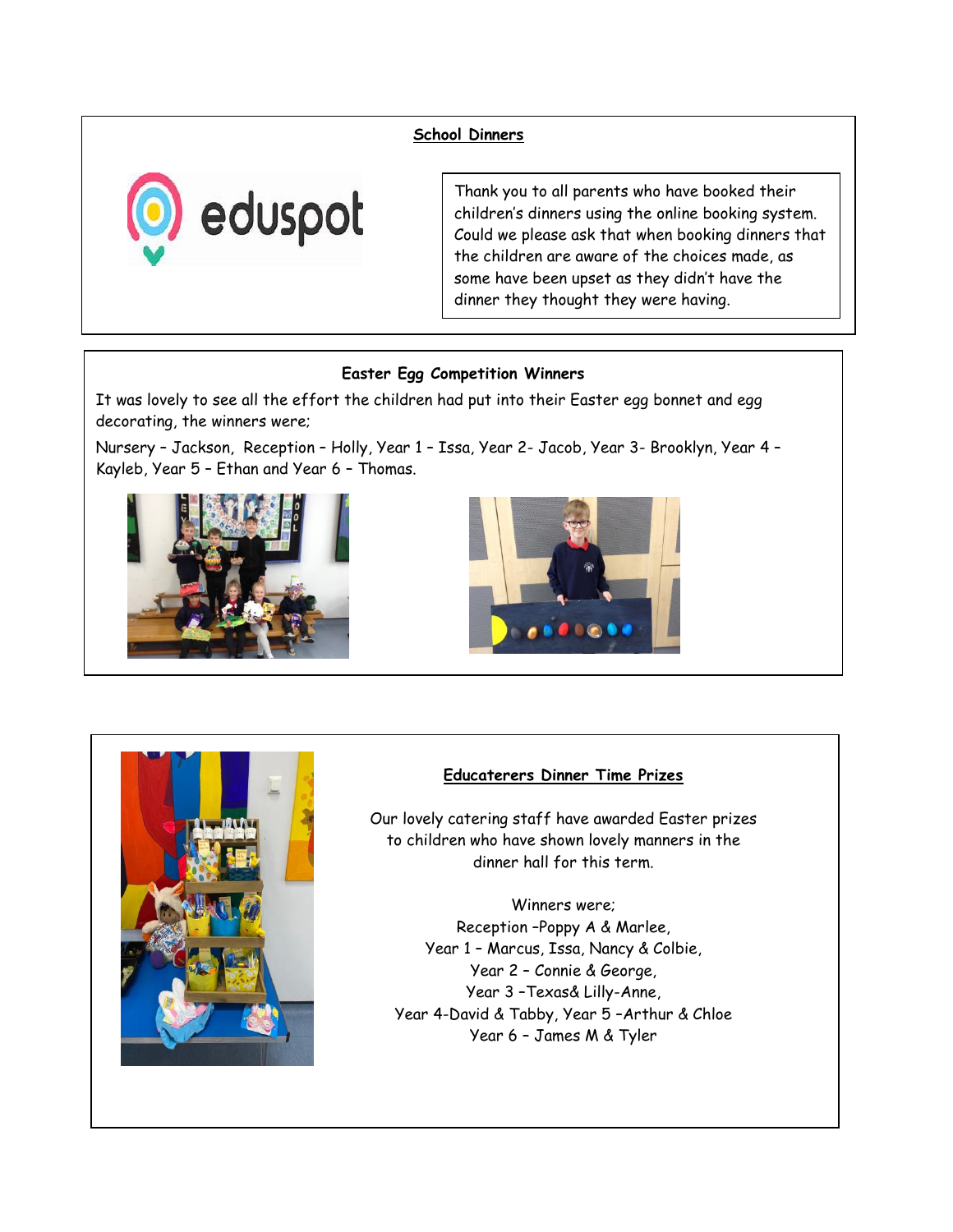## School Dinners

eduspot

Thank you to all parents who have booked their children's dinners using the online booking system. Could we please ask that when booking dinners that the children are aware of the choices made, as some have been upset as they didn't have the dinner they thought they were having.

## Easter Egg Competition Winners

It was lovely to see all the effort the children had put into their Easter egg bonnet and egg decorating, the winners were;

Nursery – Jackson, Reception – Holly, Year 1 – Issa, Year 2- Jacob, Year 3- Brooklyn, Year 4 – Kayleb, Year 5 – Ethan and Year 6 – Thomas.

## Educaterers Dinner Time Prizes

Our lovely catering staff have awarded Easter prizes to children who have shown lovely manners in the dinner hall for this term.

Winners were;
Reception –Poppy A & Marlee,
Year 1 – Marcus, Issa, Nancy & Colbie,
Year 2 – Connie & George,
Year 3 –Texas& Lilly-Anne,
Year 4-David & Tabby, Year 5 –Arthur & Chloe
Year 6 – James M & Tyler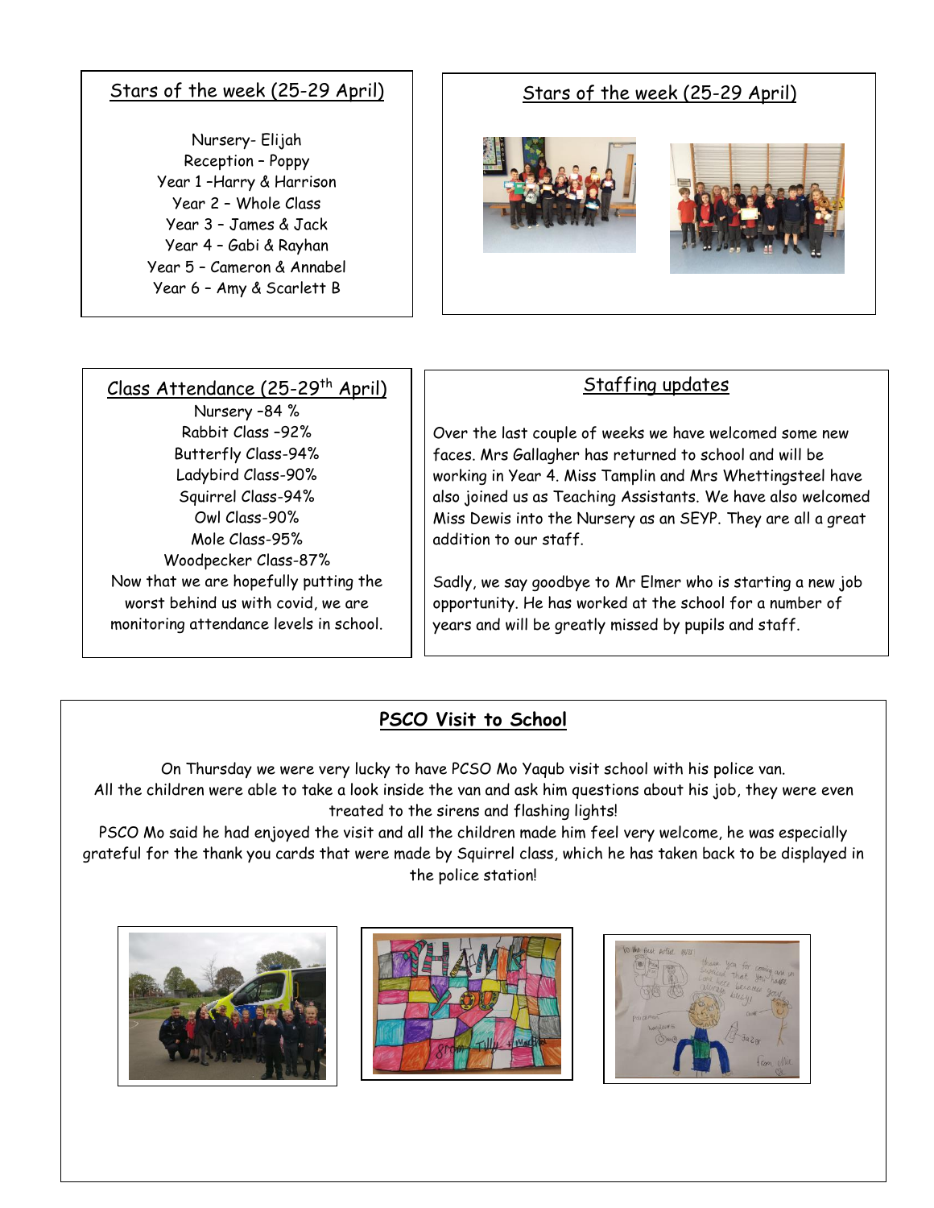## Stars of the week (25-29 April)

Nursery- Elijah
Reception – Poppy
Year 1 –Harry & Harrison
Year 2 – Whole Class
Year 3 – James & Jack
Year 4 – Gabi & Rayhan
Year 5 – Cameron & Annabel
Year 6 – Amy & Scarlett B

## Stars of the week (25-29 April)

## Class Attendance (25-29th April)

Nursery -84 %
Rabbit Class –92%
Butterfly Class-94%
Ladybird Class-90%
Squirrel Class-94%
Owl Class-90%
Mole Class-95%
Woodpecker Class-87%

Now that we are hopefully putting the worst behind us with covid, we are monitoring attendance levels in school.

## Staffing updates

Over the last couple of weeks we have welcomed some new faces. Mrs Gallagher has returned to school and will be working in Year 4. Miss Tamplin and Mrs Whettingsteel have also joined us as Teaching Assistants. We have also welcomed Miss Dewis into the Nursery as an SEYP. They are all a great addition to our staff.

Sadly, we say goodbye to Mr Elmer who is starting a new job opportunity. He has worked at the school for a number of years and will be greatly missed by pupils and staff.

## **PSCO Visit to School**

On Thursday we were very lucky to have PCSO Mo Yaqub visit school with his police van.
All the children were able to take a look inside the van and ask him questions about his job, they were even treated to the sirens and flashing lights!
PSCO Mo said he had enjoyed the visit and all the children made him feel very welcome, he was especially grateful for the thank you cards that were made by Squirrel class, which he has taken back to be displayed in the police station!